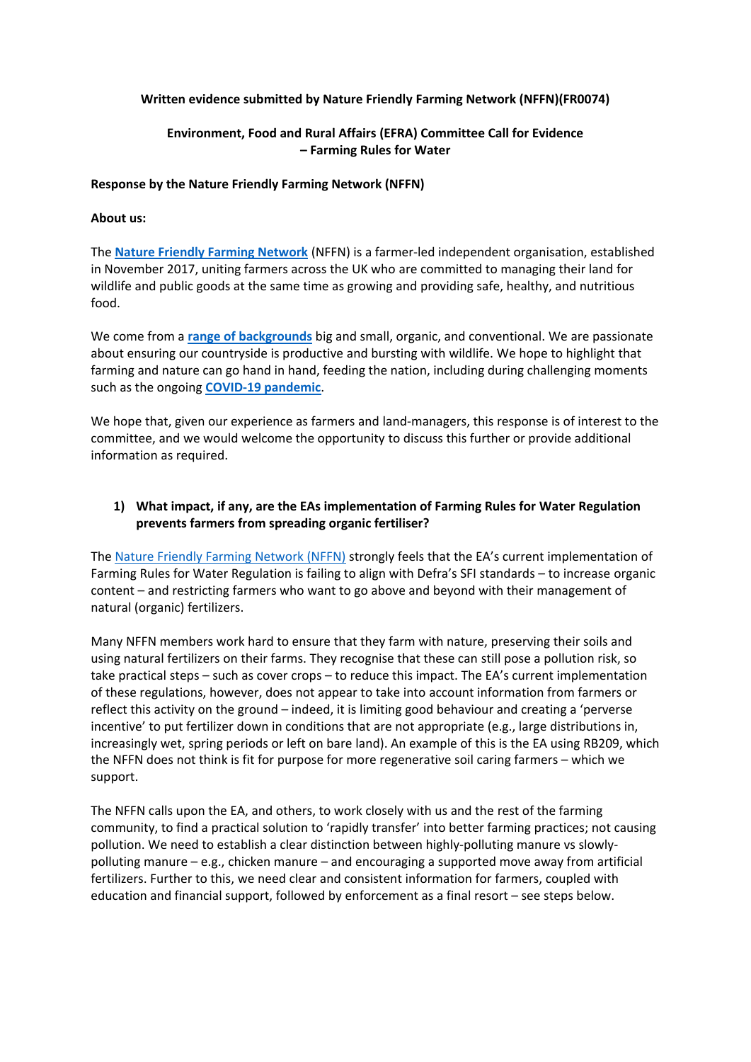**Written evidence submitted by Nature Friendly Farming Network (NFFN)(FR0074)**

**Environment, Food and Rural Affairs (EFRA) Committee Call for Evidence – Farming Rules for Water**

**Response by the Nature Friendly Farming Network (NFFN)**

**About us:**

The **Nature Friendly Farming Network** (NFFN) is a farmer-led independent organisation, established in November 2017, uniting farmers across the UK who are committed to managing their land for wildlife and public goods at the same time as growing and providing safe, healthy, and nutritious food.

We come from a **range of backgrounds** big and small, organic, and conventional. We are passionate about ensuring our countryside is productive and bursting with wildlife. We hope to highlight that farming and nature can go hand in hand, feeding the nation, including during challenging moments such as the ongoing **COVID-19 pandemic**.

We hope that, given our experience as farmers and land-managers, this response is of interest to the committee, and we would welcome the opportunity to discuss this further or provide additional information as required.

1) **What impact, if any, are the EAs implementation of Farming Rules for Water Regulation prevents farmers from spreading organic fertiliser?**

The Nature Friendly Farming Network (NFFN) strongly feels that the EA's current implementation of Farming Rules for Water Regulation is failing to align with Defra's SFI standards – to increase organic content – and restricting farmers who want to go above and beyond with their management of natural (organic) fertilizers.

Many NFFN members work hard to ensure that they farm with nature, preserving their soils and using natural fertilizers on their farms. They recognise that these can still pose a pollution risk, so take practical steps – such as cover crops – to reduce this impact. The EA's current implementation of these regulations, however, does not appear to take into account information from farmers or reflect this activity on the ground – indeed, it is limiting good behaviour and creating a 'perverse incentive' to put fertilizer down in conditions that are not appropriate (e.g., large distributions in, increasingly wet, spring periods or left on bare land). An example of this is the EA using RB209, which the NFFN does not think is fit for purpose for more regenerative soil caring farmers – which we support.

The NFFN calls upon the EA, and others, to work closely with us and the rest of the farming community, to find a practical solution to 'rapidly transfer' into better farming practices; not causing pollution. We need to establish a clear distinction between highly-polluting manure vs slowly-polluting manure – e.g., chicken manure – and encouraging a supported move away from artificial fertilizers. Further to this, we need clear and consistent information for farmers, coupled with education and financial support, followed by enforcement as a final resort – see steps below.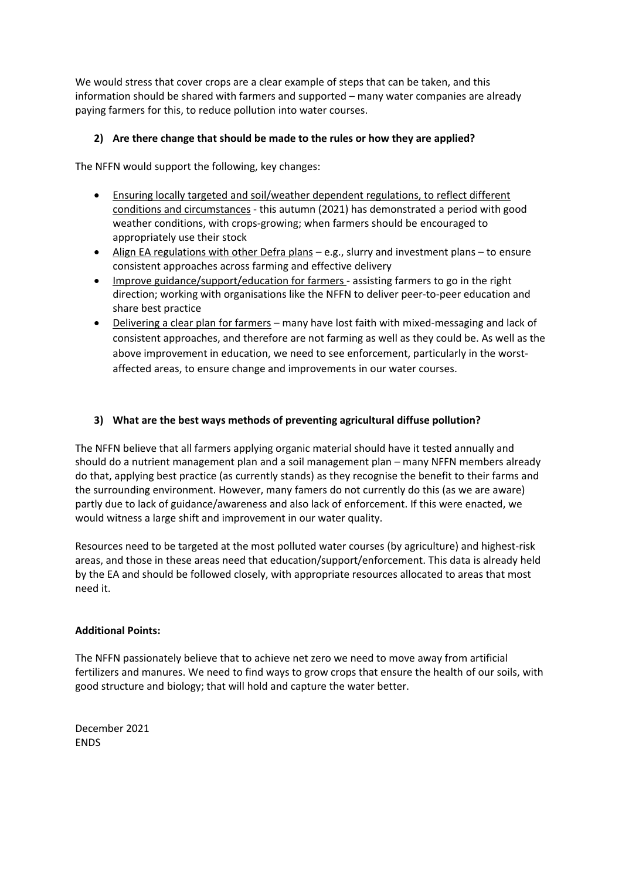We would stress that cover crops are a clear example of steps that can be taken, and this information should be shared with farmers and supported – many water companies are already paying farmers for this, to reduce pollution into water courses.

### 2) Are there change that should be made to the rules or how they are applied?

The NFFN would support the following, key changes:

- Ensuring locally targeted and soil/weather dependent regulations, to reflect different conditions and circumstances - this autumn (2021) has demonstrated a period with good weather conditions, with crops-growing; when farmers should be encouraged to appropriately use their stock
- Align EA regulations with other Defra plans – e.g., slurry and investment plans – to ensure consistent approaches across farming and effective delivery
- Improve guidance/support/education for farmers - assisting farmers to go in the right direction; working with organisations like the NFFN to deliver peer-to-peer education and share best practice
- Delivering a clear plan for farmers – many have lost faith with mixed-messaging and lack of consistent approaches, and therefore are not farming as well as they could be. As well as the above improvement in education, we need to see enforcement, particularly in the worst-affected areas, to ensure change and improvements in our water courses.

### 3) What are the best ways methods of preventing agricultural diffuse pollution?

The NFFN believe that all farmers applying organic material should have it tested annually and should do a nutrient management plan and a soil management plan – many NFFN members already do that, applying best practice (as currently stands) as they recognise the benefit to their farms and the surrounding environment. However, many famers do not currently do this (as we are aware) partly due to lack of guidance/awareness and also lack of enforcement. If this were enacted, we would witness a large shift and improvement in our water quality.

Resources need to be targeted at the most polluted water courses (by agriculture) and highest-risk areas, and those in these areas need that education/support/enforcement. This data is already held by the EA and should be followed closely, with appropriate resources allocated to areas that most need it.

**Additional Points:**

The NFFN passionately believe that to achieve net zero we need to move away from artificial fertilizers and manures. We need to find ways to grow crops that ensure the health of our soils, with good structure and biology; that will hold and capture the water better.

December 2021
ENDS